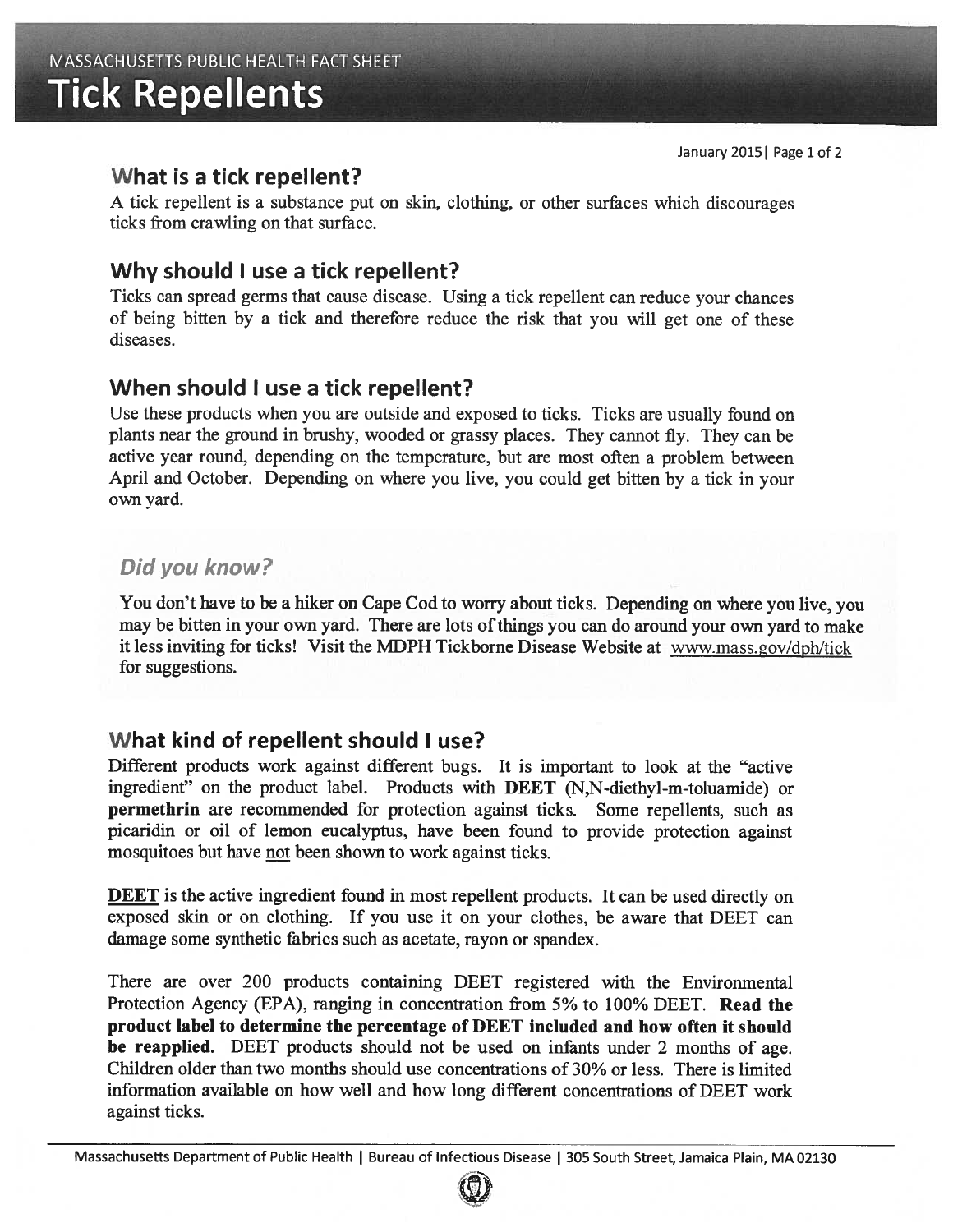MASSACHUSETTS PUBLIC HEALTH FACT SHEET

# Tick Repellents

January 2015

## What is a tick repellent?

A tick repellent is a substance put on skin, clothing, or other surfaces which discourages ticks from crawling on that surface.

## Why should I use a tick repellent?

Ticks can spread germs that cause disease. Using a tick repellent can reduce your chances of being bitten by a tick and therefore reduce the risk that you will get one of these diseases.

## When should I use a tick repellent?

Use these products when you are outside and exposed to ticks. Ticks are usually found on plants near the ground in brushy, wooded or grassy places. They cannot fly. They can be active year round, depending on the temperature, but are most often a problem between April and October. Depending on where you live, you could get bitten by a tick in your own yard.

### *Did you know?*

**You don't have to be a hiker on Cape Cod to worry about ticks. Depending on where you live, you may be bitten in your own yard. There are lots of things you can do around your own yard to make it less inviting for ticks! Visit the MDPH Tickborne Disease Website at www.mass.gov/dph/tick for suggestions.**

## What kind of repellent should I use?

Different products work against different bugs. It is important to look at the "active ingredient" on the product label. Products with **DEET** (N,N-diethyl-m-toluamide) or **permethrin** are recommended for protection against ticks. Some repellents, such as picaridin or oil of lemon eucalyptus, have been found to provide protection against mosquitoes but have <u>not</u> been shown to work against ticks.

**<u>DEET</u>** is the active ingredient found in most repellent products. It can be used directly on exposed skin or on clothing. If you use it on your clothes, be aware that DEET can damage some synthetic fabrics such as acetate, rayon or spandex.

There are over 200 products containing DEET registered with the Environmental Protection Agency (EPA), ranging in concentration from 5% to 100% DEET. **Read the product label to determine the percentage of DEET included and how often it should be reapplied.** DEET products should not be used on infants under 2 months of age. Children older than two months should use concentrations of 30% or less. There is limited information available on how well and how long different concentrations of DEET work against ticks.

Massachusetts Department of Public Health | Bureau of Infectious Disease | 305 South Street, Jamaica Plain, MA 02130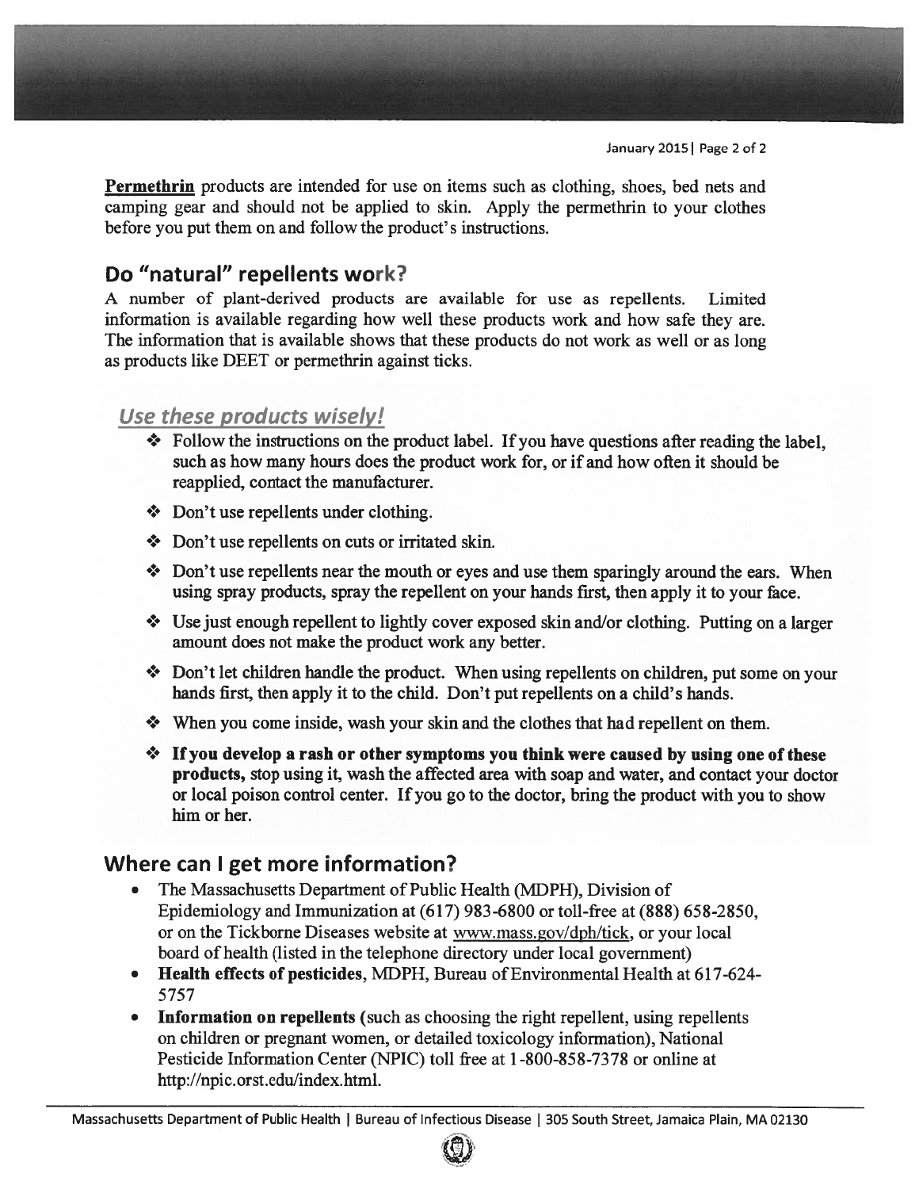**Permethrin** products are intended for use on items such as clothing, shoes, bed nets and camping gear and should not be applied to skin. Apply the permethrin to your clothes before you put them on and follow the product's instructions.

## Do "natural" repellents work?

A number of plant-derived products are available for use as repellents. Limited information is available regarding how well these products work and how safe they are. The information that is available shows that these products do not work as well or as long as products like DEET or permethrin against ticks.

### *Use these products wisely!*

- Follow the instructions on the product label. If you have questions after reading the label, such as how many hours does the product work for, or if and how often it should be reapplied, contact the manufacturer.
- Don't use repellents under clothing.
- Don't use repellents on cuts or irritated skin.
- Don't use repellents near the mouth or eyes and use them sparingly around the ears. When using spray products, spray the repellent on your hands first, then apply it to your face.
- Use just enough repellent to lightly cover exposed skin and/or clothing. Putting on a larger amount does not make the product work any better.
- Don't let children handle the product. When using repellents on children, put some on your hands first, then apply it to the child. Don't put repellents on a child's hands.
- When you come inside, wash your skin and the clothes that had repellent on them.
- **If you develop a rash or other symptoms you think were caused by using one of these products,** stop using it, wash the affected area with soap and water, and contact your doctor or local poison control center. If you go to the doctor, bring the product with you to show him or her.

## Where can I get more information?

- The Massachusetts Department of Public Health (MDPH), Division of Epidemiology and Immunization at (617) 983-6800 or toll-free at (888) 658-2850, or on the Tickborne Diseases website at www.mass.gov/dph/tick, or your local board of health (listed in the telephone directory under local government)
- **Health effects of pesticides**, MDPH, Bureau of Environmental Health at 617-624-5757
- **Information on repellents** (such as choosing the right repellent, using repellents on children or pregnant women, or detailed toxicology information), National Pesticide Information Center (NPIC) toll free at 1-800-858-7378 or online at http://npic.orst.edu/index.html.

Massachusetts Department of Public Health | Bureau of Infectious Disease | 305 South Street, Jamaica Plain, MA 02130